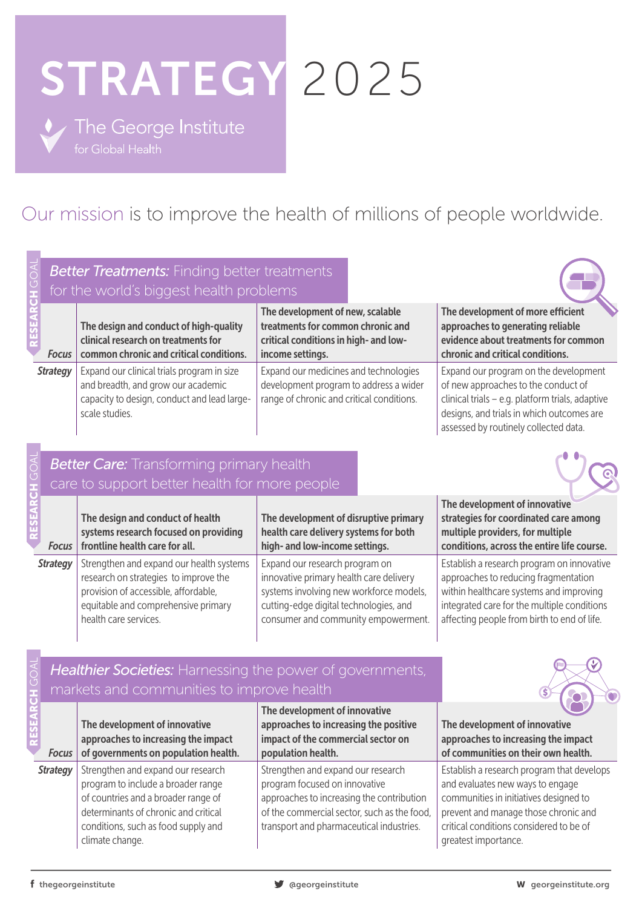# STRATEGY 2025

The George Institute for Global Health

Our mission is to improve the health of millions of people worldwide.

## RESEARCH GOAL

### *Better Treatments:* Finding better treatments for the world's biggest health problems

| | | | |
|---|---|---|---|
| **Focus** | **The design and conduct of high-quality clinical research on treatments for common chronic and critical conditions.** | **The development of new, scalable treatments for common chronic and critical conditions in high- and low-income settings.** | **The development of more efficient approaches to generating reliable evidence about treatments for common chronic and critical conditions.** |
| **Strategy** | Expand our clinical trials program in size and breadth, and grow our academic capacity to design, conduct and lead large-scale studies. | Expand our medicines and technologies development program to address a wider range of chronic and critical conditions. | Expand our program on the development of new approaches to the conduct of clinical trials – e.g. platform trials, adaptive designs, and trials in which outcomes are assessed by routinely collected data. |

## RESEARCH GOAL

### *Better Care:* Transforming primary health care to support better health for more people

| | | | |
|---|---|---|---|
| **Focus** | **The design and conduct of health systems research focused on providing frontline health care for all.** | **The development of disruptive primary health care delivery systems for both high- and low-income settings.** | **The development of innovative strategies for coordinated care among multiple providers, for multiple conditions, across the entire life course.** |
| **Strategy** | Strengthen and expand our health systems research on strategies to improve the provision of accessible, affordable, equitable and comprehensive primary health care services. | Expand our research program on innovative primary health care delivery systems involving new workforce models, cutting-edge digital technologies, and consumer and community empowerment. | Establish a research program on innovative approaches to reducing fragmentation within healthcare systems and improving integrated care for the multiple conditions affecting people from birth to end of life. |

## RESEARCH GOAL

### *Healthier Societies:* Harnessing the power of governments, markets and communities to improve health

| | | | |
|---|---|---|---|
| **Focus** | **The development of innovative approaches to increasing the impact of governments on population health.** | **The development of innovative approaches to increasing the positive impact of the commercial sector on population health.** | **The development of innovative approaches to increasing the impact of communities on their own health.** |
| **Strategy** | Strengthen and expand our research program to include a broader range of countries and a broader range of determinants of chronic and critical conditions, such as food supply and climate change. | Strengthen and expand our research program focused on innovative approaches to increasing the contribution of the commercial sector, such as the food, transport and pharmaceutical industries. | Establish a research program that develops and evaluates new ways to engage communities in initiatives designed to prevent and manage those chronic and critical conditions considered to be of greatest importance. |

f thegeorgeinstitute | @georgeinstitute | W georgeinstitute.org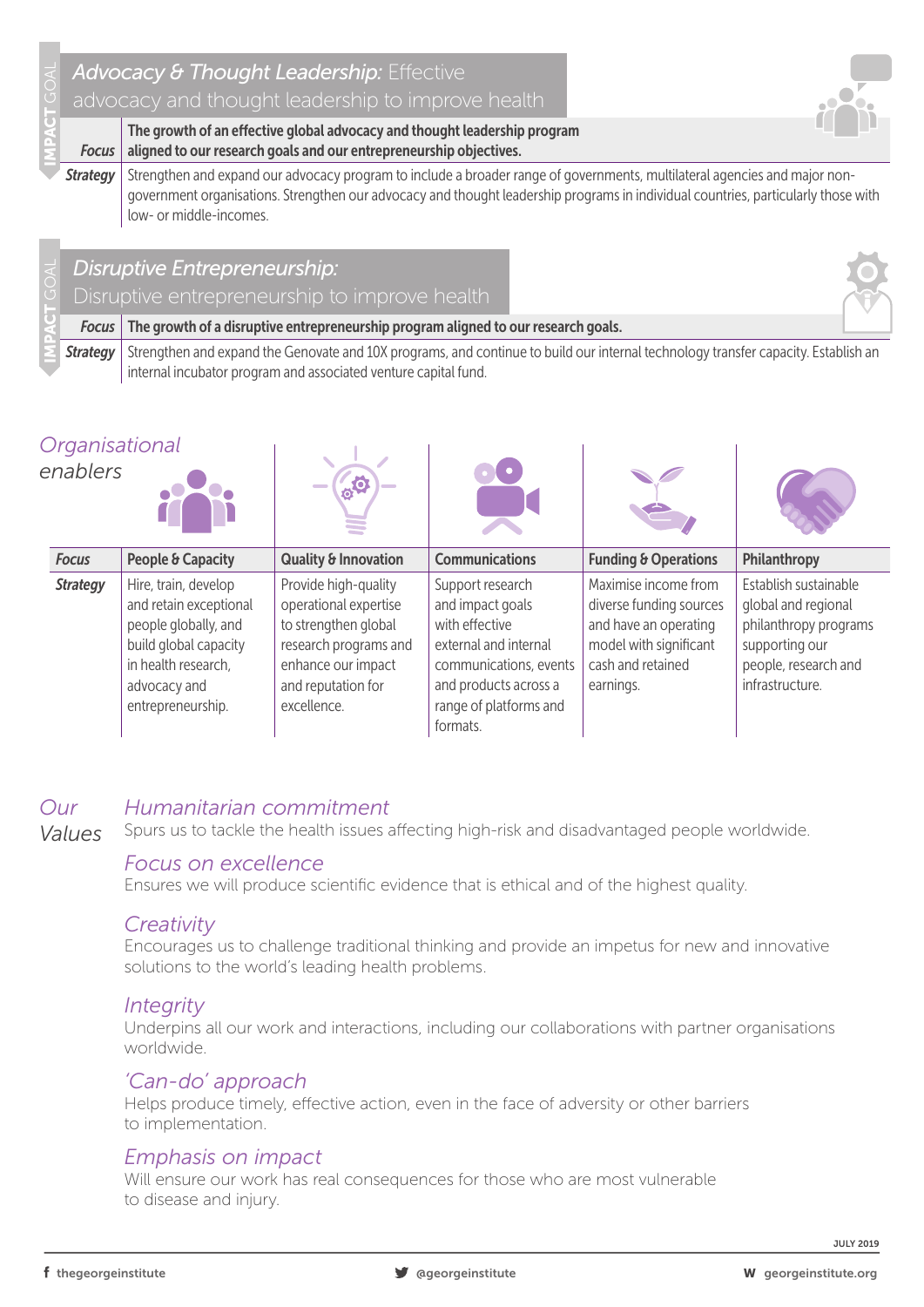IMPACT GOAL

## *Advocacy & Thought Leadership:* Effective advocacy and thought leadership to improve health

| | |
|---|---|
| ***Focus*** | **The growth of an effective global advocacy and thought leadership program aligned to our research goals and our entrepreneurship objectives.** |
| ***Strategy*** | Strengthen and expand our advocacy program to include a broader range of governments, multilateral agencies and major non-government organisations. Strengthen our advocacy and thought leadership programs in individual countries, particularly those with low- or middle-incomes. |

IMPACT GOAL

## *Disruptive Entrepreneurship:* Disruptive entrepreneurship to improve health

| | |
|---|---|
| ***Focus*** | **The growth of a disruptive entrepreneurship program aligned to our research goals.** |
| ***Strategy*** | Strengthen and expand the Genovate and 10X programs, and continue to build our internal technology transfer capacity. Establish an internal incubator program and associated venture capital fund. |

## *Organisational enablers*

| ***Focus*** | **People & Capacity** | **Quality & Innovation** | **Communications** | **Funding & Operations** | **Philanthropy** |
|---|---|---|---|---|---|
| ***Strategy*** | Hire, train, develop and retain exceptional people globally, and build global capacity in health research, advocacy and entrepreneurship. | Provide high-quality operational expertise to strengthen global research programs and enhance our impact and reputation for excellence. | Support research and impact goals with effective external and internal communications, events and products across a range of platforms and formats. | Maximise income from diverse funding sources and have an operating model with significant cash and retained earnings. | Establish sustainable global and regional philanthropy programs supporting our people, research and infrastructure. |

## *Our Values*

### *Humanitarian commitment*
Spurs us to tackle the health issues affecting high-risk and disadvantaged people worldwide.

### *Focus on excellence*
Ensures we will produce scientific evidence that is ethical and of the highest quality.

### *Creativity*
Encourages us to challenge traditional thinking and provide an impetus for new and innovative solutions to the world's leading health problems.

### *Integrity*
Underpins all our work and interactions, including our collaborations with partner organisations worldwide.

### *'Can-do' approach*
Helps produce timely, effective action, even in the face of adversity or other barriers to implementation.

### *Emphasis on impact*
Will ensure our work has real consequences for those who are most vulnerable to disease and injury.

JULY 2019

f thegeorgeinstitute | @georgeinstitute | W georgeinstitute.org